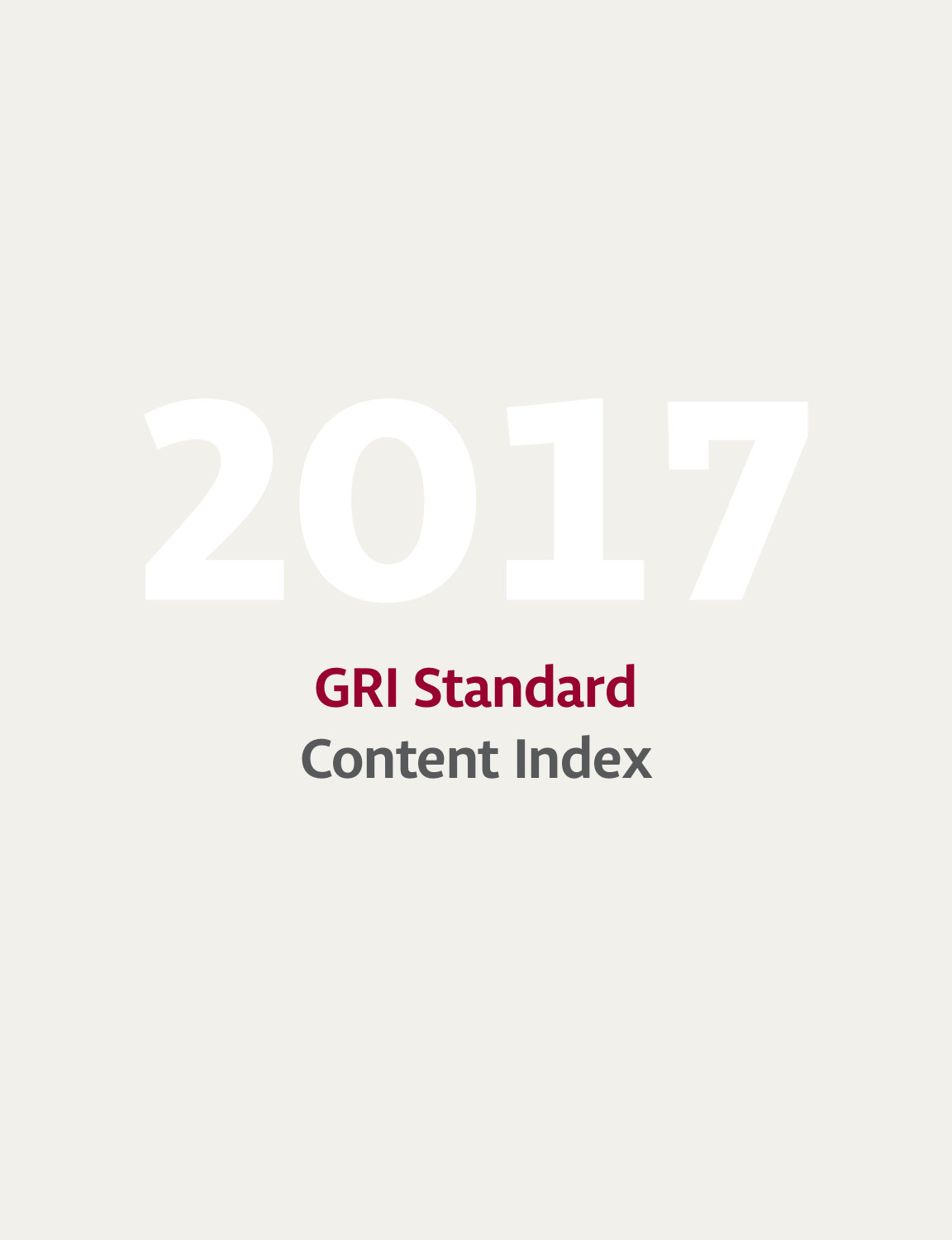# 2017

## GRI Standard

## Content Index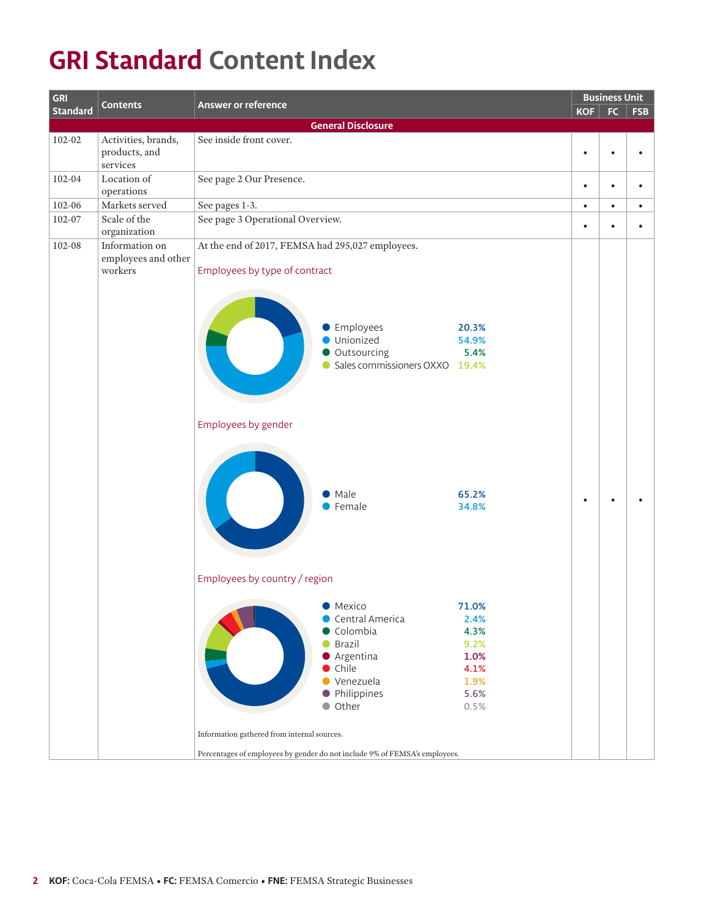# GRI Standard Content Index

| GRI Standard | Contents | Answer or reference | Business Unit KOF | FC | FSB |
|---|---|---|---|---|---|
| | | **General Disclosure** | | | |
| 102-02 | Activities, brands, products, and services | See inside front cover. | • | • | • |
| 102-04 | Location of operations | See page 2 Our Presence. | • | • | • |
| 102-06 | Markets served | See pages 1-3. | • | • | • |
| 102-07 | Scale of the organization | See page 3 Operational Overview. | • | • | • |
| 102-08 | Information on employees and other workers | At the end of 2017, FEMSA had 295,027 employees. (see charts below) | • | • | • |

Employees by type of contract

| Type | % |
|---|---|
| Employees | 20.3% |
| Unionized | 54.9% |
| Outsourcing | 5.4% |
| Sales commissioners OXXO | 19.4% |

Employees by gender

| Gender | % |
|---|---|
| Male | 65.2% |
| Female | 34.8% |

Employees by country / region

| Country / region | % |
|---|---|
| Mexico | 71.0% |
| Central America | 2.4% |
| Colombia | 4.3% |
| Brazil | 9.2% |
| Argentina | 1.0% |
| Chile | 4.1% |
| Venezuela | 1.9% |
| Philippines | 5.6% |
| Other | 0.5% |

Information gathered from internal sources.

Percentages of employees by gender do not include 9% of FEMSA's employees.

**KOF:** Coca-Cola FEMSA • **FC:** FEMSA Comercio • **FNE:** FEMSA Strategic Businesses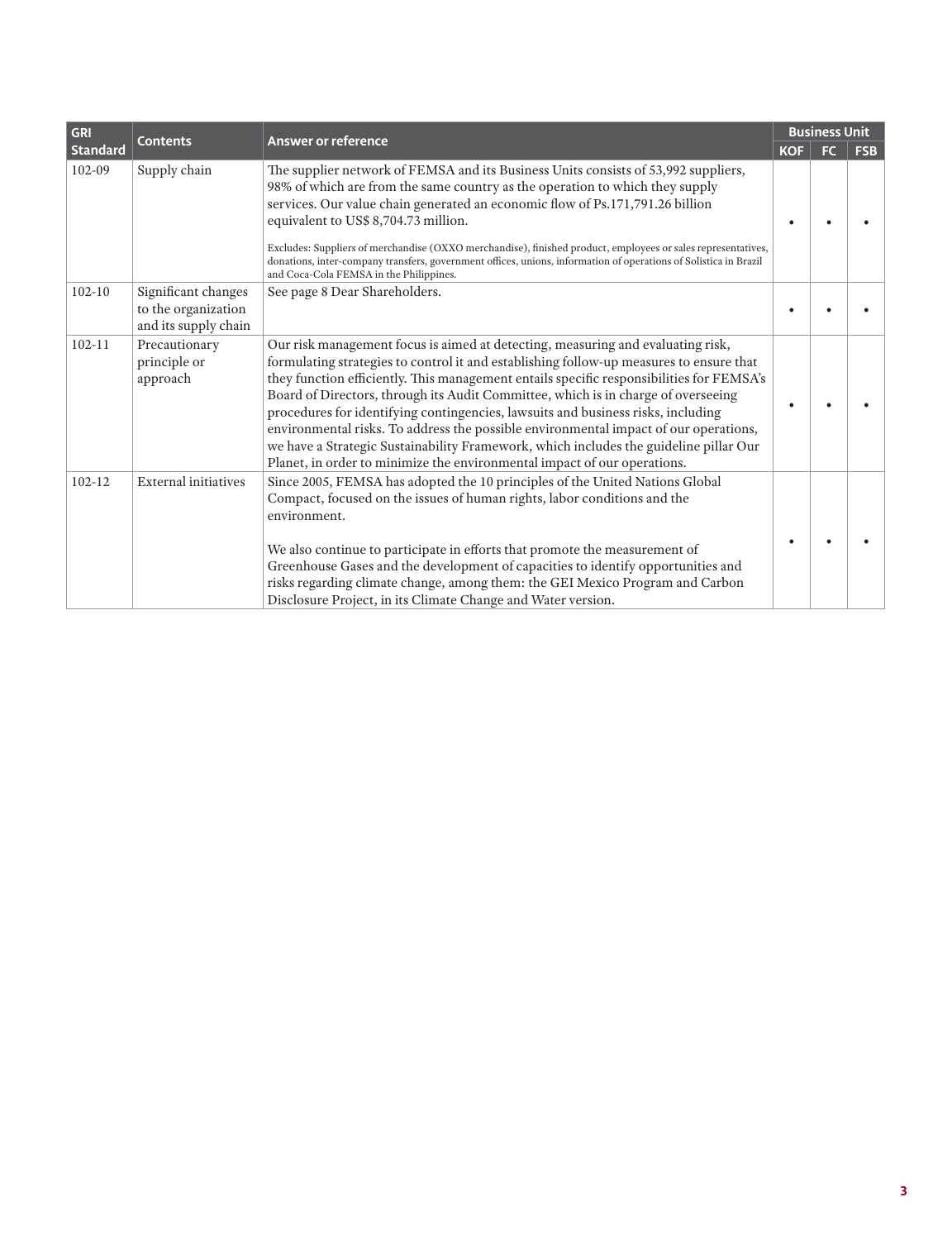| GRI Standard | Contents | Answer or reference | Business Unit | | |
|---|---|---|---|---|---|
| | | | KOF | FC | FSB |
| 102-09 | Supply chain | The supplier network of FEMSA and its Business Units consists of 53,992 suppliers, 98% of which are from the same country as the operation to which they supply services. Our value chain generated an economic flow of Ps.171,791.26 billion equivalent to US$ 8,704.73 million.<br><br>Excludes: Suppliers of merchandise (OXXO merchandise), finished product, employees or sales representatives, donations, inter-company transfers, government offices, unions, information of operations of Solistica in Brazil and Coca-Cola FEMSA in the Philippines. | • | • | • |
| 102-10 | Significant changes to the organization and its supply chain | See page 8 Dear Shareholders. | • | • | • |
| 102-11 | Precautionary principle or approach | Our risk management focus is aimed at detecting, measuring and evaluating risk, formulating strategies to control it and establishing follow-up measures to ensure that they function efficiently. This management entails specific responsibilities for FEMSA's Board of Directors, through its Audit Committee, which is in charge of overseeing procedures for identifying contingencies, lawsuits and business risks, including environmental risks. To address the possible environmental impact of our operations, we have a Strategic Sustainability Framework, which includes the guideline pillar Our Planet, in order to minimize the environmental impact of our operations. | • | • | • |
| 102-12 | External initiatives | Since 2005, FEMSA has adopted the 10 principles of the United Nations Global Compact, focused on the issues of human rights, labor conditions and the environment.<br><br>We also continue to participate in efforts that promote the measurement of Greenhouse Gases and the development of capacities to identify opportunities and risks regarding climate change, among them: the GEI Mexico Program and Carbon Disclosure Project, in its Climate Change and Water version. | • | • | • |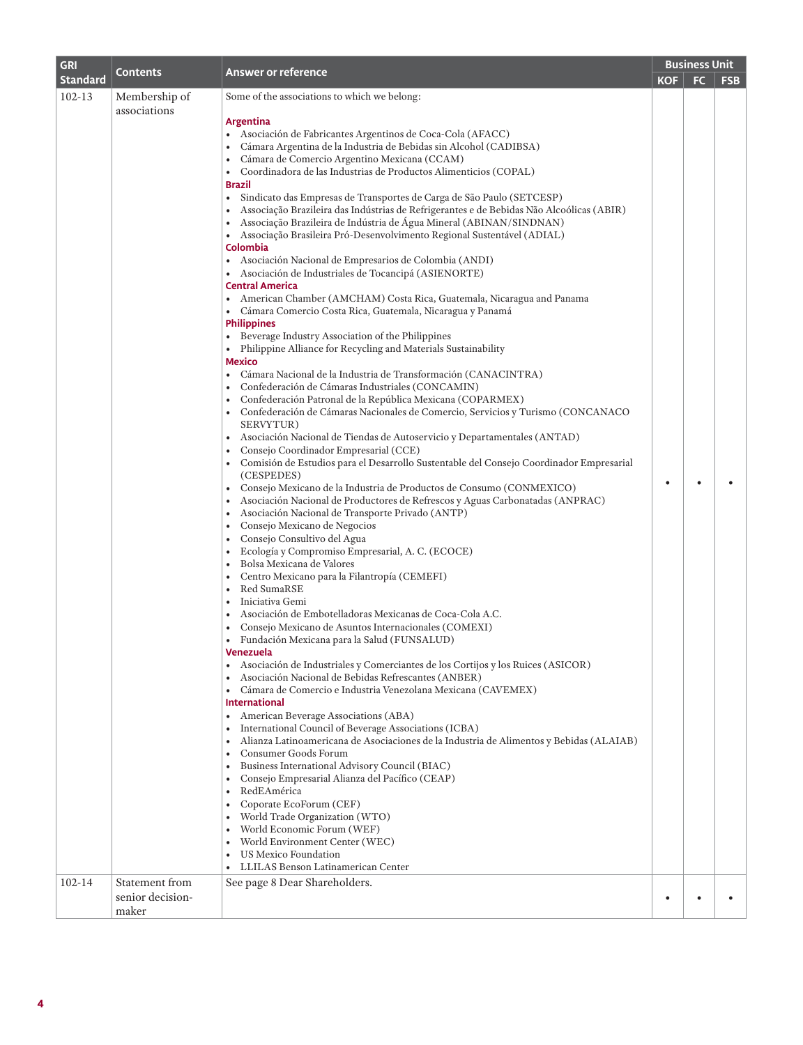| GRI Standard | Contents | Answer or reference | Business Unit | | |
|---|---|---|---|---|---|
| | | | KOF | FC | FSB |
| 102-13 | Membership of associations | Some of the associations to which we belong:<br><br>**Argentina**<br>• Asociación de Fabricantes Argentinos de Coca-Cola (AFACC)<br>• Cámara Argentina de la Industria de Bebidas sin Alcohol (CADIBSA)<br>• Cámara de Comercio Argentino Mexicana (CCAM)<br>• Coordinadora de las Industrias de Productos Alimenticios (COPAL)<br>**Brazil**<br>• Sindicato das Empresas de Transportes de Carga de São Paulo (SETCESP)<br>• Associação Brazileira das Indústrias de Refrigerantes e de Bebidas Não Alcoólicas (ABIR)<br>• Associação Brazileira de Indústria de Água Mineral (ABINAN/SINDNAN)<br>• Associação Brasileira Pró-Desenvolvimento Regional Sustentável (ADIAL)<br>**Colombia**<br>• Asociación Nacional de Empresarios de Colombia (ANDI)<br>• Asociación de Industriales de Tocancipá (ASIENORTE)<br>**Central America**<br>• American Chamber (AMCHAM) Costa Rica, Guatemala, Nicaragua and Panama<br>• Cámara Comercio Costa Rica, Guatemala, Nicaragua y Panamá<br>**Philippines**<br>• Beverage Industry Association of the Philippines<br>• Philippine Alliance for Recycling and Materials Sustainability<br>**Mexico**<br>• Cámara Nacional de la Industria de Transformación (CANACINTRA)<br>• Confederación de Cámaras Industriales (CONCAMIN)<br>• Confederación Patronal de la República Mexicana (COPARMEX)<br>• Confederación de Cámaras Nacionales de Comercio, Servicios y Turismo (CONCANACO SERVYTUR)<br>• Asociación Nacional de Tiendas de Autoservicio y Departamentales (ANTAD)<br>• Consejo Coordinador Empresarial (CCE)<br>• Comisión de Estudios para el Desarrollo Sustentable del Consejo Coordinador Empresarial (CESPEDES)<br>• Consejo Mexicano de la Industria de Productos de Consumo (CONMEXICO)<br>• Asociación Nacional de Productores de Refrescos y Aguas Carbonatadas (ANPRAC)<br>• Asociación Nacional de Transporte Privado (ANTP)<br>• Consejo Mexicano de Negocios<br>• Consejo Consultivo del Agua<br>• Ecología y Compromiso Empresarial, A. C. (ECOCE)<br>• Bolsa Mexicana de Valores<br>• Centro Mexicano para la Filantropía (CEMEFI)<br>• Red SumaRSE<br>• Iniciativa Gemi<br>• Asociación de Embotelladoras Mexicanas de Coca-Cola A.C.<br>• Consejo Mexicano de Asuntos Internacionales (COMEXI)<br>• Fundación Mexicana para la Salud (FUNSALUD)<br>**Venezuela**<br>• Asociación de Industriales y Comerciantes de los Cortijos y los Ruices (ASICOR)<br>• Asociación Nacional de Bebidas Refrescantes (ANBER)<br>• Cámara de Comercio e Industria Venezolana Mexicana (CAVEMEX)<br>**International**<br>• American Beverage Associations (ABA)<br>• International Council of Beverage Associations (ICBA)<br>• Alianza Latinoamericana de Asociaciones de la Industria de Alimentos y Bebidas (ALAIAB)<br>• Consumer Goods Forum<br>• Business International Advisory Council (BIAC)<br>• Consejo Empresarial Alianza del Pacífico (CEAP)<br>• RedEAmérica<br>• Coporate EcoForum (CEF)<br>• World Trade Organization (WTO)<br>• World Economic Forum (WEF)<br>• World Environment Center (WEC)<br>• US Mexico Foundation<br>• LLILAS Benson Latinamerican Center | • | • | • |
| 102-14 | Statement from senior decision-maker | See page 8 Dear Shareholders. | • | • | • |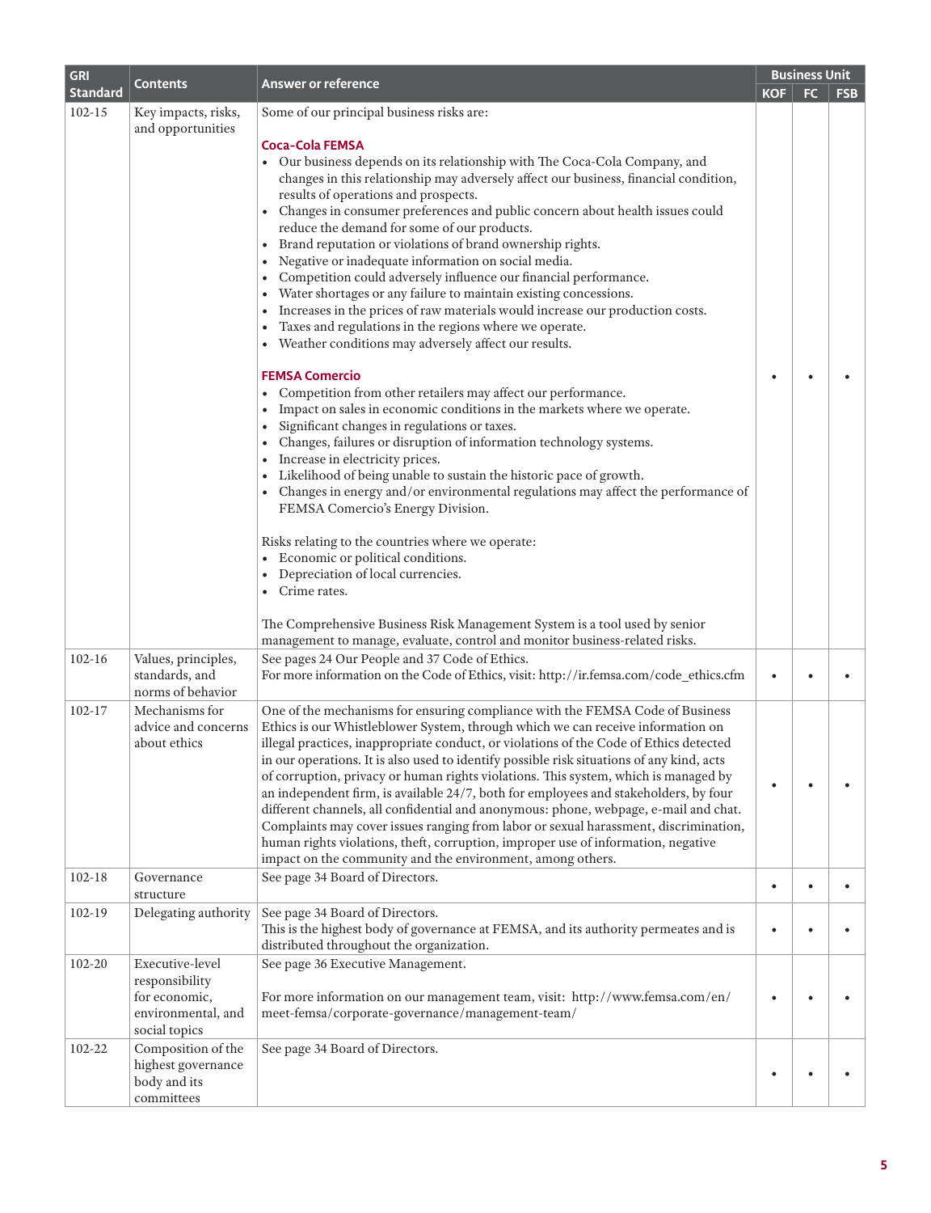| GRI Standard | Contents | Answer or reference | Business Unit | | |
|---|---|---|---|---|---|
| | | | KOF | FC | FSB |
| 102-15 | Key impacts, risks, and opportunities | Some of our principal business risks are:<br><br>**Coca-Cola FEMSA**<br>• Our business depends on its relationship with The Coca-Cola Company, and changes in this relationship may adversely affect our business, financial condition, results of operations and prospects.<br>• Changes in consumer preferences and public concern about health issues could reduce the demand for some of our products.<br>• Brand reputation or violations of brand ownership rights.<br>• Negative or inadequate information on social media.<br>• Competition could adversely influence our financial performance.<br>• Water shortages or any failure to maintain existing concessions.<br>• Increases in the prices of raw materials would increase our production costs.<br>• Taxes and regulations in the regions where we operate.<br>• Weather conditions may adversely affect our results.<br><br>**FEMSA Comercio**<br>• Competition from other retailers may affect our performance.<br>• Impact on sales in economic conditions in the markets where we operate.<br>• Significant changes in regulations or taxes.<br>• Changes, failures or disruption of information technology systems.<br>• Increase in electricity prices.<br>• Likelihood of being unable to sustain the historic pace of growth.<br>• Changes in energy and/or environmental regulations may affect the performance of FEMSA Comercio's Energy Division.<br><br>Risks relating to the countries where we operate:<br>• Economic or political conditions.<br>• Depreciation of local currencies.<br>• Crime rates.<br><br>The Comprehensive Business Risk Management System is a tool used by senior management to manage, evaluate, control and monitor business-related risks. | • | • | • |
| 102-16 | Values, principles, standards, and norms of behavior | See pages 24 Our People and 37 Code of Ethics.<br>For more information on the Code of Ethics, visit: http://ir.femsa.com/code_ethics.cfm | • | • | • |
| 102-17 | Mechanisms for advice and concerns about ethics | One of the mechanisms for ensuring compliance with the FEMSA Code of Business Ethics is our Whistleblower System, through which we can receive information on illegal practices, inappropriate conduct, or violations of the Code of Ethics detected in our operations. It is also used to identify possible risk situations of any kind, acts of corruption, privacy or human rights violations. This system, which is managed by an independent firm, is available 24/7, both for employees and stakeholders, by four different channels, all confidential and anonymous: phone, webpage, e-mail and chat. Complaints may cover issues ranging from labor or sexual harassment, discrimination, human rights violations, theft, corruption, improper use of information, negative impact on the community and the environment, among others. | • | • | • |
| 102-18 | Governance structure | See page 34 Board of Directors. | • | • | • |
| 102-19 | Delegating authority | See page 34 Board of Directors.<br>This is the highest body of governance at FEMSA, and its authority permeates and is distributed throughout the organization. | • | • | • |
| 102-20 | Executive-level responsibility for economic, environmental, and social topics | See page 36 Executive Management.<br><br>For more information on our management team, visit: http://www.femsa.com/en/meet-femsa/corporate-governance/management-team/ | • | • | • |
| 102-22 | Composition of the highest governance body and its committees | See page 34 Board of Directors. | • | • | • |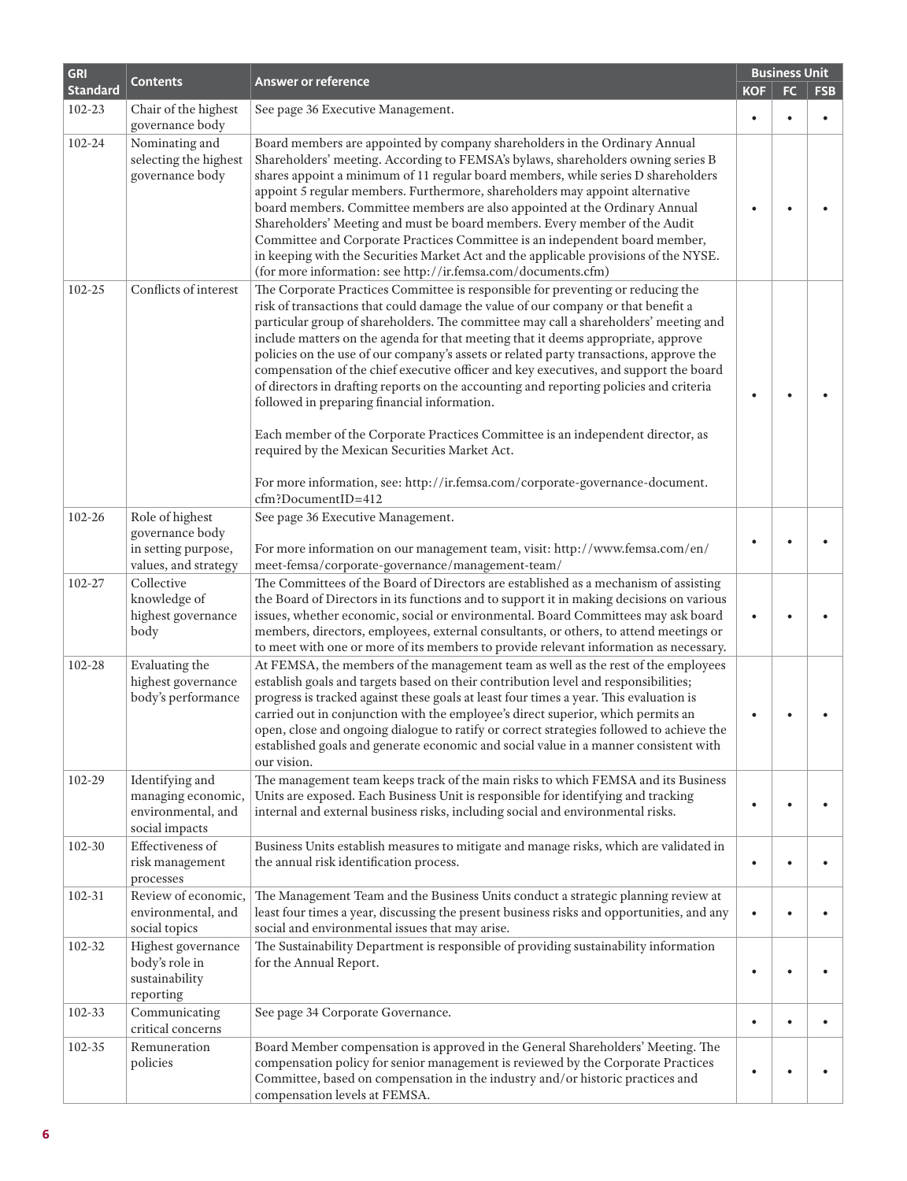| GRI Standard | Contents | Answer or reference | Business Unit | | |
|---|---|---|---|---|---|
| | | | KOF | FC | FSB |
| 102-23 | Chair of the highest governance body | See page 36 Executive Management. | • | • | • |
| 102-24 | Nominating and selecting the highest governance body | Board members are appointed by company shareholders in the Ordinary Annual Shareholders' meeting. According to FEMSA's bylaws, shareholders owning series B shares appoint a minimum of 11 regular board members, while series D shareholders appoint 5 regular members. Furthermore, shareholders may appoint alternative board members. Committee members are also appointed at the Ordinary Annual Shareholders' Meeting and must be board members. Every member of the Audit Committee and Corporate Practices Committee is an independent board member, in keeping with the Securities Market Act and the applicable provisions of the NYSE. (for more information: see http://ir.femsa.com/documents.cfm) | • | • | • |
| 102-25 | Conflicts of interest | The Corporate Practices Committee is responsible for preventing or reducing the risk of transactions that could damage the value of our company or that benefit a particular group of shareholders. The committee may call a shareholders' meeting and include matters on the agenda for that meeting that it deems appropriate, approve policies on the use of our company's assets or related party transactions, approve the compensation of the chief executive officer and key executives, and support the board of directors in drafting reports on the accounting and reporting policies and criteria followed in preparing financial information.<br><br>Each member of the Corporate Practices Committee is an independent director, as required by the Mexican Securities Market Act.<br><br>For more information, see: http://ir.femsa.com/corporate-governance-document.cfm?DocumentID=412 | • | • | • |
| 102-26 | Role of highest governance body in setting purpose, values, and strategy | See page 36 Executive Management.<br><br>For more information on our management team, visit: http://www.femsa.com/en/meet-femsa/corporate-governance/management-team/ | • | • | • |
| 102-27 | Collective knowledge of highest governance body | The Committees of the Board of Directors are established as a mechanism of assisting the Board of Directors in its functions and to support it in making decisions on various issues, whether economic, social or environmental. Board Committees may ask board members, directors, employees, external consultants, or others, to attend meetings or to meet with one or more of its members to provide relevant information as necessary. | • | • | • |
| 102-28 | Evaluating the highest governance body's performance | At FEMSA, the members of the management team as well as the rest of the employees establish goals and targets based on their contribution level and responsibilities; progress is tracked against these goals at least four times a year. This evaluation is carried out in conjunction with the employee's direct superior, which permits an open, close and ongoing dialogue to ratify or correct strategies followed to achieve the established goals and generate economic and social value in a manner consistent with our vision. | • | • | • |
| 102-29 | Identifying and managing economic, environmental, and social impacts | The management team keeps track of the main risks to which FEMSA and its Business Units are exposed. Each Business Unit is responsible for identifying and tracking internal and external business risks, including social and environmental risks. | • | • | • |
| 102-30 | Effectiveness of risk management processes | Business Units establish measures to mitigate and manage risks, which are validated in the annual risk identification process. | • | • | • |
| 102-31 | Review of economic, environmental, and social topics | The Management Team and the Business Units conduct a strategic planning review at least four times a year, discussing the present business risks and opportunities, and any social and environmental issues that may arise. | • | • | • |
| 102-32 | Highest governance body's role in sustainability reporting | The Sustainability Department is responsible of providing sustainability information for the Annual Report. | • | • | • |
| 102-33 | Communicating critical concerns | See page 34 Corporate Governance. | • | • | • |
| 102-35 | Remuneration policies | Board Member compensation is approved in the General Shareholders' Meeting. The compensation policy for senior management is reviewed by the Corporate Practices Committee, based on compensation in the industry and/or historic practices and compensation levels at FEMSA. | • | • | • |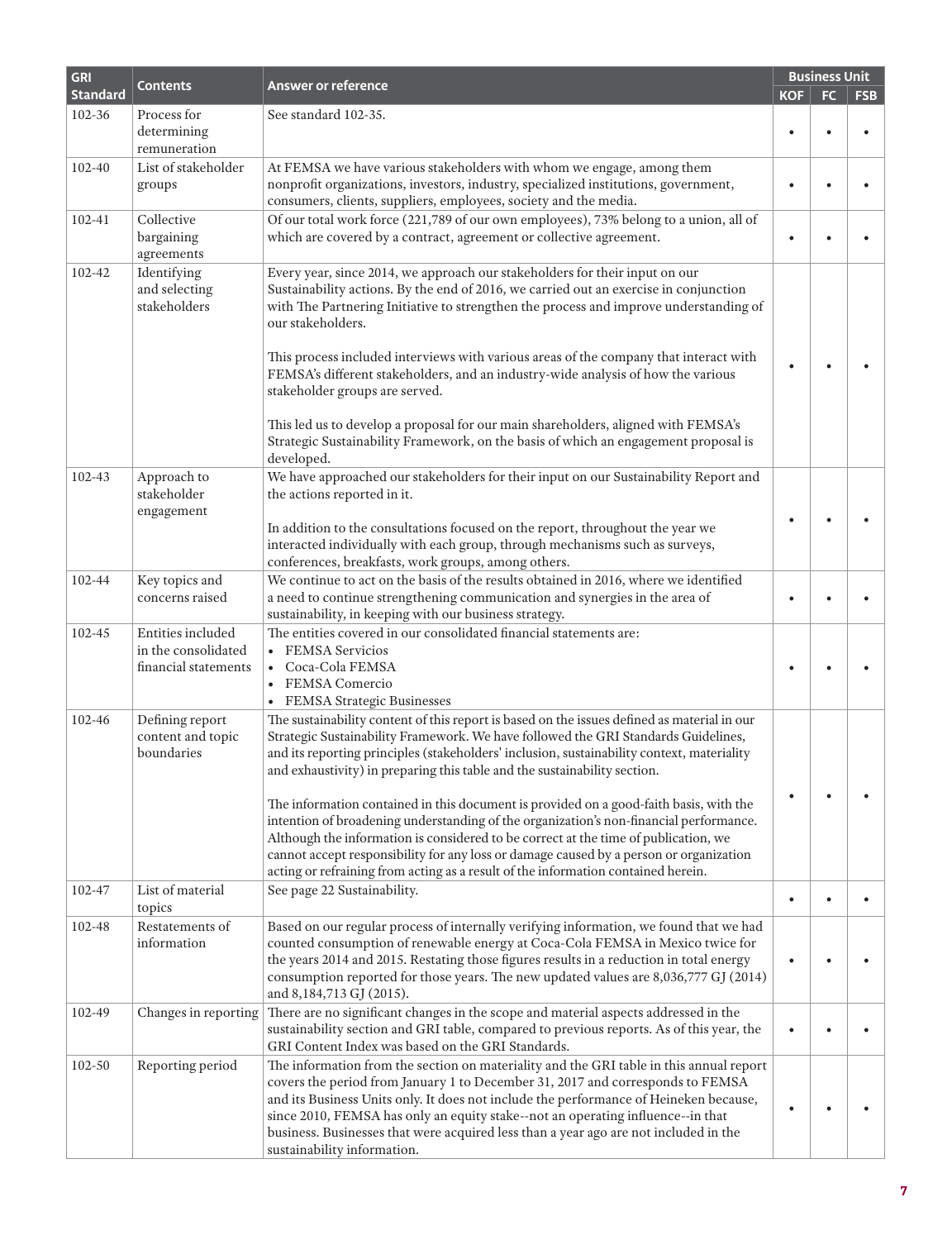| GRI Standard | Contents | Answer or reference | Business Unit | | |
|---|---|---|---|---|---|
| | | | KOF | FC | FSB |
| 102-36 | Process for determining remuneration | See standard 102-35. | • | • | • |
| 102-40 | List of stakeholder groups | At FEMSA we have various stakeholders with whom we engage, among them nonprofit organizations, investors, industry, specialized institutions, government, consumers, clients, suppliers, employees, society and the media. | • | • | • |
| 102-41 | Collective bargaining agreements | Of our total work force (221,789 of our own employees), 73% belong to a union, all of which are covered by a contract, agreement or collective agreement. | • | • | • |
| 102-42 | Identifying and selecting stakeholders | Every year, since 2014, we approach our stakeholders for their input on our Sustainability actions. By the end of 2016, we carried out an exercise in conjunction with The Partnering Initiative to strengthen the process and improve understanding of our stakeholders.<br><br>This process included interviews with various areas of the company that interact with FEMSA's different stakeholders, and an industry-wide analysis of how the various stakeholder groups are served.<br><br>This led us to develop a proposal for our main shareholders, aligned with FEMSA's Strategic Sustainability Framework, on the basis of which an engagement proposal is developed. | • | • | • |
| 102-43 | Approach to stakeholder engagement | We have approached our stakeholders for their input on our Sustainability Report and the actions reported in it.<br><br>In addition to the consultations focused on the report, throughout the year we interacted individually with each group, through mechanisms such as surveys, conferences, breakfasts, work groups, among others. | • | • | • |
| 102-44 | Key topics and concerns raised | We continue to act on the basis of the results obtained in 2016, where we identified a need to continue strengthening communication and synergies in the area of sustainability, in keeping with our business strategy. | • | • | • |
| 102-45 | Entities included in the consolidated financial statements | The entities covered in our consolidated financial statements are:<br>• FEMSA Servicios<br>• Coca-Cola FEMSA<br>• FEMSA Comercio<br>• FEMSA Strategic Businesses | • | • | • |
| 102-46 | Defining report content and topic boundaries | The sustainability content of this report is based on the issues defined as material in our Strategic Sustainability Framework. We have followed the GRI Standards Guidelines, and its reporting principles (stakeholders' inclusion, sustainability context, materiality and exhaustivity) in preparing this table and the sustainability section.<br><br>The information contained in this document is provided on a good-faith basis, with the intention of broadening understanding of the organization's non-financial performance. Although the information is considered to be correct at the time of publication, we cannot accept responsibility for any loss or damage caused by a person or organization acting or refraining from acting as a result of the information contained herein. | • | • | • |
| 102-47 | List of material topics | See page 22 Sustainability. | • | • | • |
| 102-48 | Restatements of information | Based on our regular process of internally verifying information, we found that we had counted consumption of renewable energy at Coca-Cola FEMSA in Mexico twice for the years 2014 and 2015. Restating those figures results in a reduction in total energy consumption reported for those years. The new updated values are 8,036,777 GJ (2014) and 8,184,713 GJ (2015). | • | • | • |
| 102-49 | Changes in reporting | There are no significant changes in the scope and material aspects addressed in the sustainability section and GRI table, compared to previous reports. As of this year, the GRI Content Index was based on the GRI Standards. | • | • | • |
| 102-50 | Reporting period | The information from the section on materiality and the GRI table in this annual report covers the period from January 1 to December 31, 2017 and corresponds to FEMSA and its Business Units only. It does not include the performance of Heineken because, since 2010, FEMSA has only an equity stake--not an operating influence--in that business. Businesses that were acquired less than a year ago are not included in the sustainability information. | • | • | • |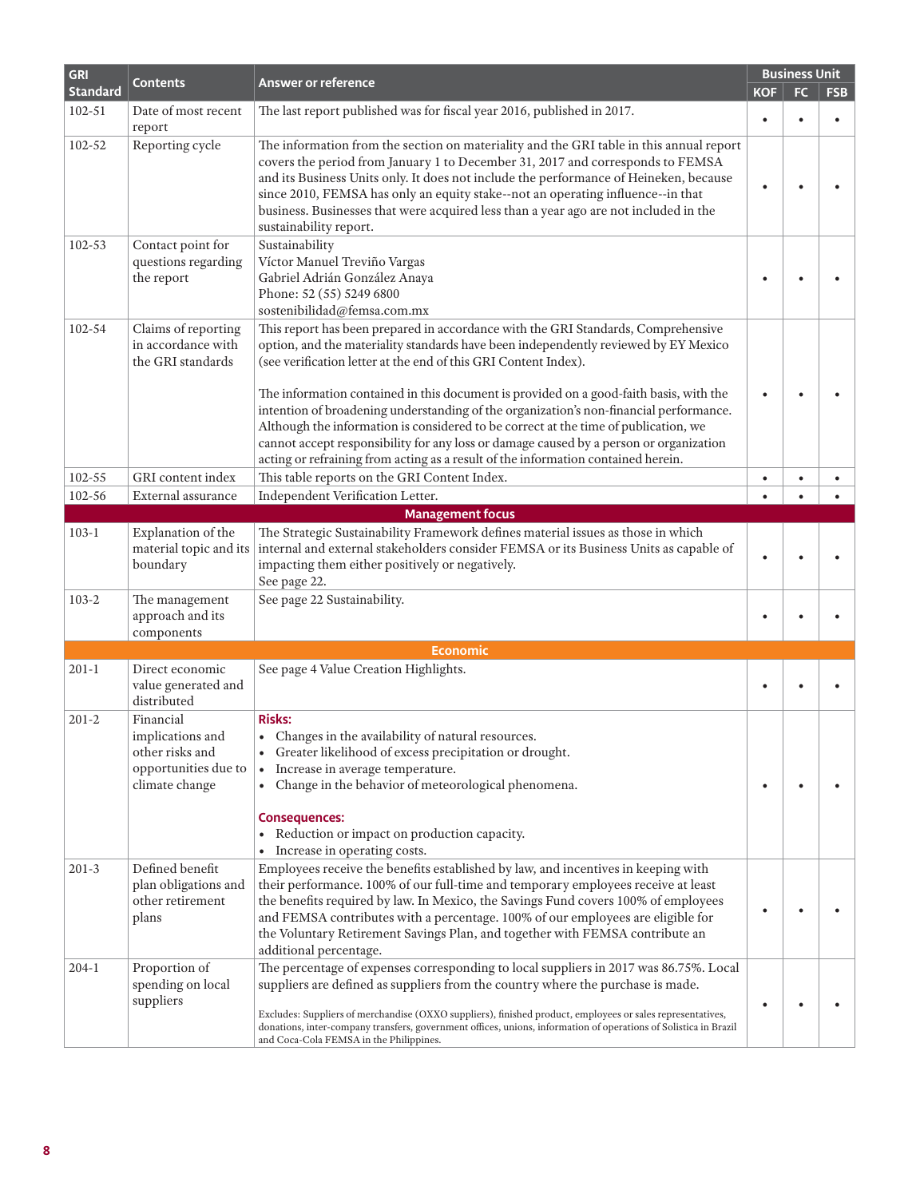| GRI Standard | Contents | Answer or reference | Business Unit | | |
|---|---|---|---|---|---|
| | | | KOF | FC | FSB |
| 102-51 | Date of most recent report | The last report published was for fiscal year 2016, published in 2017. | • | • | • |
| 102-52 | Reporting cycle | The information from the section on materiality and the GRI table in this annual report covers the period from January 1 to December 31, 2017 and corresponds to FEMSA and its Business Units only. It does not include the performance of Heineken, because since 2010, FEMSA has only an equity stake--not an operating influence--in that business. Businesses that were acquired less than a year ago are not included in the sustainability report. | • | • | • |
| 102-53 | Contact point for questions regarding the report | Sustainability<br>Víctor Manuel Treviño Vargas<br>Gabriel Adrián González Anaya<br>Phone: 52 (55) 5249 6800<br>sostenibilidad@femsa.com.mx | • | • | • |
| 102-54 | Claims of reporting in accordance with the GRI standards | This report has been prepared in accordance with the GRI Standards, Comprehensive option, and the materiality standards have been independently reviewed by EY Mexico (see verification letter at the end of this GRI Content Index).<br><br>The information contained in this document is provided on a good-faith basis, with the intention of broadening understanding of the organization's non-financial performance. Although the information is considered to be correct at the time of publication, we cannot accept responsibility for any loss or damage caused by a person or organization acting or refraining from acting as a result of the information contained herein. | • | • | • |
| 102-55 | GRI content index | This table reports on the GRI Content Index. | • | • | • |
| 102-56 | External assurance | Independent Verification Letter. | • | • | • |
| **Management focus** | | | | | |
| 103-1 | Explanation of the material topic and its boundary | The Strategic Sustainability Framework defines material issues as those in which internal and external stakeholders consider FEMSA or its Business Units as capable of impacting them either positively or negatively.<br>See page 22. | • | • | • |
| 103-2 | The management approach and its components | See page 22 Sustainability. | • | • | • |
| **Economic** | | | | | |
| 201-1 | Direct economic value generated and distributed | See page 4 Value Creation Highlights. | • | • | • |
| 201-2 | Financial implications and other risks and opportunities due to climate change | **Risks:**<br>• Changes in the availability of natural resources.<br>• Greater likelihood of excess precipitation or drought.<br>• Increase in average temperature.<br>• Change in the behavior of meteorological phenomena.<br><br>**Consequences:**<br>• Reduction or impact on production capacity.<br>• Increase in operating costs. | • | • | • |
| 201-3 | Defined benefit plan obligations and other retirement plans | Employees receive the benefits established by law, and incentives in keeping with their performance. 100% of our full-time and temporary employees receive at least the benefits required by law. In Mexico, the Savings Fund covers 100% of employees and FEMSA contributes with a percentage. 100% of our employees are eligible for the Voluntary Retirement Savings Plan, and together with FEMSA contribute an additional percentage. | • | • | • |
| 204-1 | Proportion of spending on local suppliers | The percentage of expenses corresponding to local suppliers in 2017 was 86.75%. Local suppliers are defined as suppliers from the country where the purchase is made.<br><br>Excludes: Suppliers of merchandise (OXXO suppliers), finished product, employees or sales representatives, donations, inter-company transfers, government offices, unions, information of operations of Solistica in Brazil and Coca-Cola FEMSA in the Philippines. | • | • | • |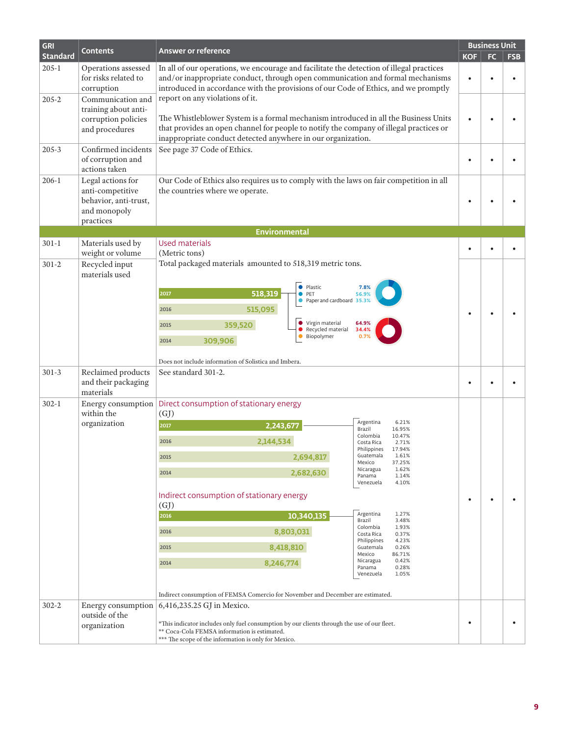| GRI Standard | Contents | Answer or reference | Business Unit KOF | FC | FSB |
|---|---|---|---|---|---|
| 205-1 | Operations assessed for risks related to corruption | In all of our operations, we encourage and facilitate the detection of illegal practices and/or inappropriate conduct, through open communication and formal mechanisms introduced in accordance with the provisions of our Code of Ethics, and we promptly report on any violations of it. | • | • | • |
| 205-2 | Communication and training about anti-corruption policies and procedures | The Whistleblower System is a formal mechanism introduced in all the Business Units that provides an open channel for people to notify the company of illegal practices or inappropriate conduct detected anywhere in our organization. | • | • | • |
| 205-3 | Confirmed incidents of corruption and actions taken | See page 37 Code of Ethics. | • | • | • |
| 206-1 | Legal actions for anti-competitive behavior, anti-trust, and monopoly practices | Our Code of Ethics also requires us to comply with the laws on fair competition in all the countries where we operate. | • | • | • |
| **Environmental** | | | | | |
| 301-1 | Materials used by weight or volume | Used materials (Metric tons) | • | • | • |
| 301-2 | Recycled input materials used | Total packaged materials amounted to 518,319 metric tons.<br><br>2017: 518,319<br>2016: 515,095<br>2015: 359,520<br>2014: 309,906<br><br>Plastic 7.8%<br>PET 56.9%<br>Paper and cardboard 35.3%<br><br>Virgin material 64.9%<br>Recycled material 34.4%<br>Biopolymer 0.7%<br><br>Does not include information of Solistica and Imbera. | • | • | • |
| 301-3 | Reclaimed products and their packaging materials | See standard 301-2. | • | • | • |
| 302-1 | Energy consumption within the organization | Direct consumption of stationary energy (GJ)<br><br>2017: 2,243,677<br>2016: 2,144,534<br>2015: 2,694,817<br>2014: 2,682,630<br><br>Argentina 6.21%<br>Brazil 16.95%<br>Colombia 10.47%<br>Costa Rica 2.71%<br>Philippines 17.94%<br>Guatemala 1.61%<br>Mexico 37.25%<br>Nicaragua 1.62%<br>Panama 1.14%<br>Venezuela 4.10%<br><br>Indirect consumption of stationary energy (GJ)<br><br>2016: 10,340,135<br>2016: 8,803,031<br>2015: 8,418,810<br>2014: 8,246,774<br><br>Argentina 1.27%<br>Brazil 3.48%<br>Colombia 1.93%<br>Costa Rica 0.37%<br>Philippines 4.23%<br>Guatemala 0.26%<br>Mexico 86.71%<br>Nicaragua 0.42%<br>Panama 0.28%<br>Venezuela 1.05%<br><br>Indirect consumption of FEMSA Comercio for November and December are estimated. | • | • | • |
| 302-2 | Energy consumption outside of the organization | 6,416,235.25 GJ in Mexico.<br><br>*This indicator includes only fuel consumption by our clients through the use of our fleet.<br>** Coca-Cola FEMSA information is estimated.<br>*** The scope of the information is only for Mexico. | • | | • |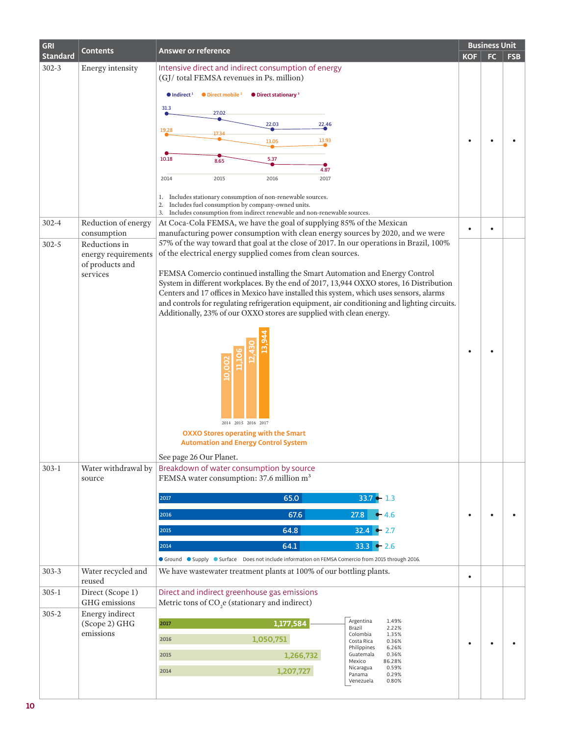| GRI Standard | Contents | Answer or reference | Business Unit KOF | FC | FSB |
|---|---|---|---|---|---|
| 302-3 | Energy intensity | Intensive direct and indirect consumption of energy (GJ/ total FEMSA revenues in Ps. million)<br><br>Indirect[1]: 2014: 31.3; 2015: 27.02; 2016: 22.03; 2017: 22.46<br>Direct mobile[2]: 2014: 19.28; 2015: 17.34; 2016: 13.05; 2017: 13.93<br>Direct stationary[3]: 2014: 10.18; 2015: 8.65; 2016: 5.37; 2017: 4.87<br><br>1. Includes stationary consumption of non-renewable sources.<br>2. Includes fuel consumption by company-owned units.<br>3. Includes consumption from indirect renewable and non-renewable sources. | • | • | • |
| 302-4 | Reduction of energy consumption | At Coca-Cola FEMSA, we have the goal of supplying 85% of the Mexican manufacturing power consumption with clean energy sources by 2020, and we were 57% of the way toward that goal at the close of 2017. In our operations in Brazil, 100% of the electrical energy supplied comes from clean sources. | • | • | |
| 302-5 | Reductions in energy requirements of products and services | FEMSA Comercio continued installing the Smart Automation and Energy Control System in different workplaces. By the end of 2017, 13,944 OXXO stores, 16 Distribution Centers and 17 offices in Mexico have installed this system, which uses sensors, alarms and controls for regulating refrigeration equipment, air conditioning and lighting circuits. Additionally, 23% of our OXXO stores are supplied with clean energy.<br><br>2014: 10,002; 2015: 11,106; 2016: 12,430; 2017: 13,944<br><br>OXXO Stores operating with the Smart Automation and Energy Control System<br><br>See page 26 Our Planet. | • | • | |
| 303-1 | Water withdrawal by source | Breakdown of water consumption by source<br>FEMSA water consumption: 37.6 million m³<br><br>2017: Ground 65.0; Supply 33.7; Surface 1.3<br>2016: Ground 67.6; Supply 27.8; Surface 4.6<br>2015: Ground 64.8; Supply 32.4; Surface 2.7<br>2014: Ground 64.1; Supply 33.3; Surface 2.6<br><br>Does not include information on FEMSA Comercio from 2015 through 2016. | • | • | • |
| 303-3 | Water recycled and reused | We have wastewater treatment plants at 100% of our bottling plants. | • | | |
| 305-1 | Direct (Scope 1) GHG emissions | Direct and indirect greenhouse gas emissions<br>Metric tons of $CO_2e$ (stationary and indirect)<br><br>2017: 1,177,584<br>2016: 1,050,751<br>2015: 1,266,732<br>2014: 1,207,727<br><br>2017: Argentina 1.49%; Brazil 2.22%; Colombia 1.35%; Costa Rica 0.36%; Philippines 6.26%; Guatemala 0.36%; Mexico 86.28%; Nicaragua 0.59%; Panama 0.29%; Venezuela 0.80% | • | • | • |
| 305-2 | Energy indirect (Scope 2) GHG emissions | | | | |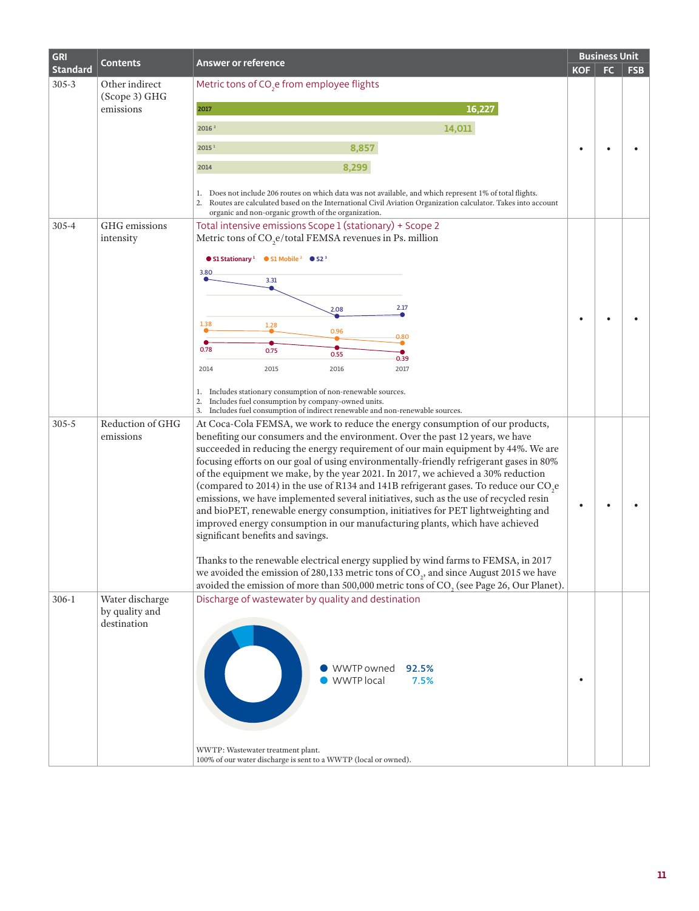| GRI Standard | Contents | Answer or reference | Business Unit KOF | Business Unit FC | Business Unit FSB |
|---|---|---|---|---|---|
| 305-3 | Other indirect (Scope 3) GHG emissions | Metric tons of $CO_2$e from employee flights<br><br>2017: 16,227<br>2016[2]: 14,011<br>2015[1]: 8,857<br>2014: 8,299<br><br>1. Does not include 206 routes on which data was not available, and which represent 1% of total flights.<br>2. Routes are calculated based on the International Civil Aviation Organization calculator. Takes into account organic and non-organic growth of the organization. | • | • | • |
| 305-4 | GHG emissions intensity | Total intensive emissions Scope 1 (stationary) + Scope 2<br>Metric tons of $CO_2$e/total FEMSA revenues in Ps. million<br><br>S1 Stationary[1]: 2014: 0.78; 2015: 0.75; 2016: 0.55; 2017: 0.39<br>S1 Mobile[2]: 2014: 1.38; 2015: 1.28; 2016: 0.96; 2017: 0.80<br>S2[3]: 2014: 3.80; 2015: 3.31; 2016: 2.08; 2017: 2.17<br><br>1. Includes stationary consumption of non-renewable sources.<br>2. Includes fuel consumption by company-owned units.<br>3. Includes fuel consumption of indirect renewable and non-renewable sources. | • | • | • |
| 305-5 | Reduction of GHG emissions | At Coca-Cola FEMSA, we work to reduce the energy consumption of our products, benefiting our consumers and the environment. Over the past 12 years, we have succeeded in reducing the energy requirement of our main equipment by 44%. We are focusing efforts on our goal of using environmentally-friendly refrigerant gases in 80% of the equipment we make, by the year 2021. In 2017, we achieved a 30% reduction (compared to 2014) in the use of R134 and 141B refrigerant gases. To reduce our $CO_2$e emissions, we have implemented several initiatives, such as the use of recycled resin and bioPET, renewable energy consumption, initiatives for PET lightweighting and improved energy consumption in our manufacturing plants, which have achieved significant benefits and savings.<br><br>Thanks to the renewable electrical energy supplied by wind farms to FEMSA, in 2017 we avoided the emission of 280,133 metric tons of $CO_2$, and since August 2015 we have avoided the emission of more than 500,000 metric tons of $CO_2$ (see Page 26, Our Planet). | • | • | • |
| 306-1 | Water discharge by quality and destination | Discharge of wastewater by quality and destination<br><br>WWTP owned: 92.5%<br>WWTP local: 7.5%<br><br>WWTP: Wastewater treatment plant.<br>100% of our water discharge is sent to a WWTP (local or owned). | • | | |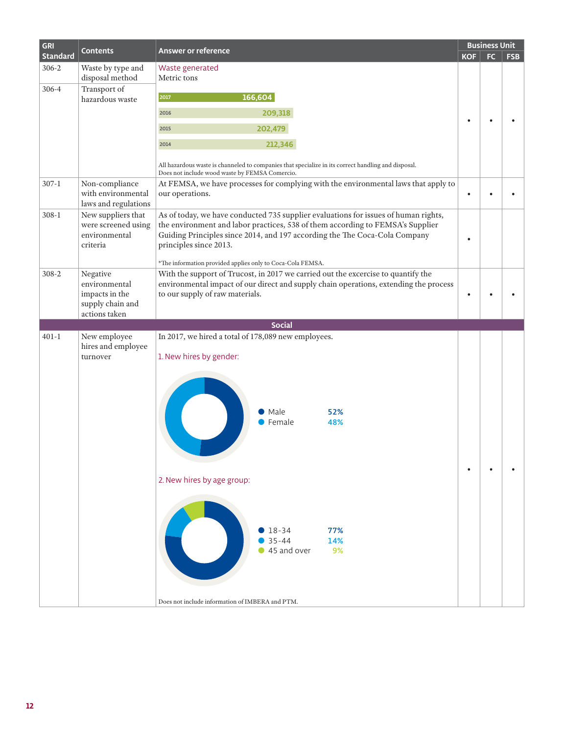| GRI Standard | Contents | Answer or reference | Business Unit | | |
|---|---|---|---|---|---|
| | | | KOF | FC | FSB |
| 306-2 | Waste by type and disposal method | Waste generated<br>Metric tons<br>2017: 166,604<br>2016: 209,318<br>2015: 202,479<br>2014: 212,346<br>All hazardous waste is channeled to companies that specialize in its correct handling and disposal.<br>Does not include wood waste by FEMSA Comercio. | • | • | • |
| 306-4 | Transport of hazardous waste | | | | |
| 307-1 | Non-compliance with environmental laws and regulations | At FEMSA, we have processes for complying with the environmental laws that apply to our operations. | • | • | • |
| 308-1 | New suppliers that were screened using environmental criteria | As of today, we have conducted 735 supplier evaluations for issues of human rights, the environment and labor practices, 538 of them according to FEMSA's Supplier Guiding Principles since 2014, and 197 according the The Coca-Cola Company principles since 2013.<br>*The information provided applies only to Coca-Cola FEMSA. | • | | |
| 308-2 | Negative environmental impacts in the supply chain and actions taken | With the support of Trucost, in 2017 we carried out the excercise to quantify the environmental impact of our direct and supply chain operations, extending the process to our supply of raw materials. | • | • | • |
| **Social** | | | | | |
| 401-1 | New employee hires and employee turnover | In 2017, we hired a total of 178,089 new employees.<br>1. New hires by gender:<br>Male 52%<br>Female 48%<br>2. New hires by age group:<br>18-34 77%<br>35-44 14%<br>45 and over 9%<br>Does not include information of IMBERA and PTM. | • | • | • |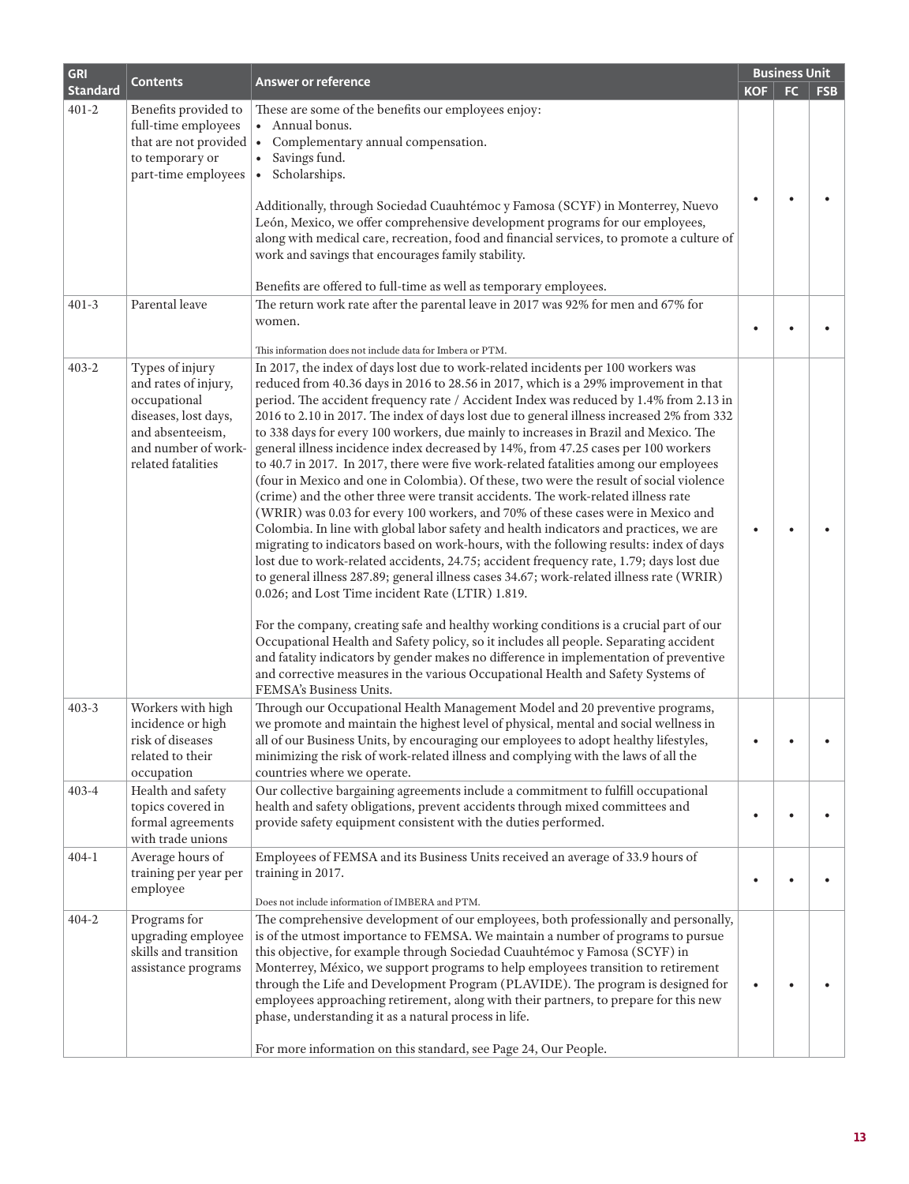| GRI Standard | Contents | Answer or reference | Business Unit | | |
|---|---|---|---|---|---|
| | | | KOF | FC | FSB |
| 401-2 | Benefits provided to full-time employees that are not provided to temporary or part-time employees | These are some of the benefits our employees enjoy:<br>• Annual bonus.<br>• Complementary annual compensation.<br>• Savings fund.<br>• Scholarships.<br><br>Additionally, through Sociedad Cuauhtémoc y Famosa (SCYF) in Monterrey, Nuevo León, Mexico, we offer comprehensive development programs for our employees, along with medical care, recreation, food and financial services, to promote a culture of work and savings that encourages family stability.<br><br>Benefits are offered to full-time as well as temporary employees. | • | • | • |
| 401-3 | Parental leave | The return work rate after the parental leave in 2017 was 92% for men and 67% for women.<br><br>This information does not include data for Imbera or PTM. | • | • | • |
| 403-2 | Types of injury and rates of injury, occupational diseases, lost days, and absenteeism, and number of work-related fatalities | In 2017, the index of days lost due to work-related incidents per 100 workers was reduced from 40.36 days in 2016 to 28.56 in 2017, which is a 29% improvement in that period. The accident frequency rate / Accident Index was reduced by 1.4% from 2.13 in 2016 to 2.10 in 2017. The index of days lost due to general illness increased 2% from 332 to 338 days for every 100 workers, due mainly to increases in Brazil and Mexico. The general illness incidence index decreased by 14%, from 47.25 cases per 100 workers to 40.7 in 2017. In 2017, there were five work-related fatalities among our employees (four in Mexico and one in Colombia). Of these, two were the result of social violence (crime) and the other three were transit accidents. The work-related illness rate (WRIR) was 0.03 for every 100 workers, and 70% of these cases were in Mexico and Colombia. In line with global labor safety and health indicators and practices, we are migrating to indicators based on work-hours, with the following results: index of days lost due to work-related accidents, 24.75; accident frequency rate, 1.79; days lost due to general illness 287.89; general illness cases 34.67; work-related illness rate (WRIR) 0.026; and Lost Time incident Rate (LTIR) 1.819.<br><br>For the company, creating safe and healthy working conditions is a crucial part of our Occupational Health and Safety policy, so it includes all people. Separating accident and fatality indicators by gender makes no difference in implementation of preventive and corrective measures in the various Occupational Health and Safety Systems of FEMSA's Business Units. | • | • | • |
| 403-3 | Workers with high incidence or high risk of diseases related to their occupation | Through our Occupational Health Management Model and 20 preventive programs, we promote and maintain the highest level of physical, mental and social wellness in all of our Business Units, by encouraging our employees to adopt healthy lifestyles, minimizing the risk of work-related illness and complying with the laws of all the countries where we operate. | • | • | • |
| 403-4 | Health and safety topics covered in formal agreements with trade unions | Our collective bargaining agreements include a commitment to fulfill occupational health and safety obligations, prevent accidents through mixed committees and provide safety equipment consistent with the duties performed. | • | • | • |
| 404-1 | Average hours of training per year per employee | Employees of FEMSA and its Business Units received an average of 33.9 hours of training in 2017.<br><br>Does not include information of IMBERA and PTM. | • | • | • |
| 404-2 | Programs for upgrading employee skills and transition assistance programs | The comprehensive development of our employees, both professionally and personally, is of the utmost importance to FEMSA. We maintain a number of programs to pursue this objective, for example through Sociedad Cuauhtémoc y Famosa (SCYF) in Monterrey, México, we support programs to help employees transition to retirement through the Life and Development Program (PLAVIDE). The program is designed for employees approaching retirement, along with their partners, to prepare for this new phase, understanding it as a natural process in life.<br><br>For more information on this standard, see Page 24, Our People. | • | • | • |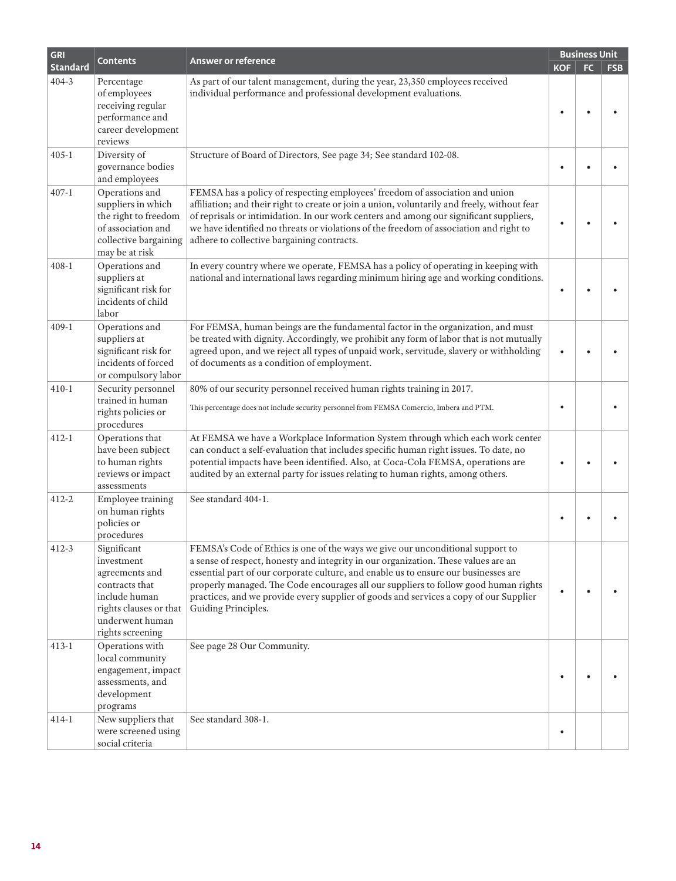| GRI Standard | Contents | Answer or reference | Business Unit | | |
|---|---|---|---|---|---|
| | | | KOF | FC | FSB |
| 404-3 | Percentage of employees receiving regular performance and career development reviews | As part of our talent management, during the year, 23,350 employees received individual performance and professional development evaluations. | • | • | • |
| 405-1 | Diversity of governance bodies and employees | Structure of Board of Directors, See page 34; See standard 102-08. | • | • | • |
| 407-1 | Operations and suppliers in which the right to freedom of association and collective bargaining may be at risk | FEMSA has a policy of respecting employees' freedom of association and union affiliation; and their right to create or join a union, voluntarily and freely, without fear of reprisals or intimidation. In our work centers and among our significant suppliers, we have identified no threats or violations of the freedom of association and right to adhere to collective bargaining contracts. | • | • | • |
| 408-1 | Operations and suppliers at significant risk for incidents of child labor | In every country where we operate, FEMSA has a policy of operating in keeping with national and international laws regarding minimum hiring age and working conditions. | • | • | • |
| 409-1 | Operations and suppliers at significant risk for incidents of forced or compulsory labor | For FEMSA, human beings are the fundamental factor in the organization, and must be treated with dignity. Accordingly, we prohibit any form of labor that is not mutually agreed upon, and we reject all types of unpaid work, servitude, slavery or withholding of documents as a condition of employment. | • | • | • |
| 410-1 | Security personnel trained in human rights policies or procedures | 80% of our security personnel received human rights training in 2017.<br>This percentage does not include security personnel from FEMSA Comercio, Imbera and PTM. | • | | • |
| 412-1 | Operations that have been subject to human rights reviews or impact assessments | At FEMSA we have a Workplace Information System through which each work center can conduct a self-evaluation that includes specific human right issues. To date, no potential impacts have been identified. Also, at Coca-Cola FEMSA, operations are audited by an external party for issues relating to human rights, among others. | • | • | • |
| 412-2 | Employee training on human rights policies or procedures | See standard 404-1. | • | • | • |
| 412-3 | Significant investment agreements and contracts that include human rights clauses or that underwent human rights screening | FEMSA's Code of Ethics is one of the ways we give our unconditional support to a sense of respect, honesty and integrity in our organization. These values are an essential part of our corporate culture, and enable us to ensure our businesses are properly managed. The Code encourages all our suppliers to follow good human rights practices, and we provide every supplier of goods and services a copy of our Supplier Guiding Principles. | • | • | • |
| 413-1 | Operations with local community engagement, impact assessments, and development programs | See page 28 Our Community. | • | • | • |
| 414-1 | New suppliers that were screened using social criteria | See standard 308-1. | • | | |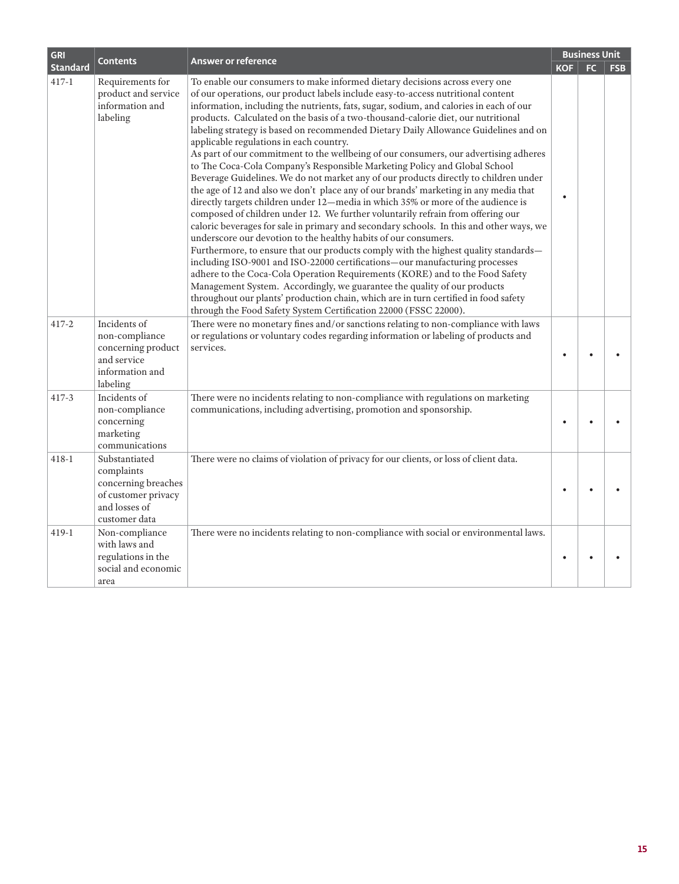| GRI Standard | Contents | Answer or reference | Business Unit | | |
|---|---|---|---|---|---|
| | | | KOF | FC | FSB |
| 417-1 | Requirements for product and service information and labeling | To enable our consumers to make informed dietary decisions across every one of our operations, our product labels include easy-to-access nutritional content information, including the nutrients, fats, sugar, sodium, and calories in each of our products. Calculated on the basis of a two-thousand-calorie diet, our nutritional labeling strategy is based on recommended Dietary Daily Allowance Guidelines and on applicable regulations in each country.<br>As part of our commitment to the wellbeing of our consumers, our advertising adheres to The Coca-Cola Company's Responsible Marketing Policy and Global School Beverage Guidelines. We do not market any of our products directly to children under the age of 12 and also we don't place any of our brands' marketing in any media that directly targets children under 12—media in which 35% or more of the audience is composed of children under 12. We further voluntarily refrain from offering our caloric beverages for sale in primary and secondary schools. In this and other ways, we underscore our devotion to the healthy habits of our consumers.<br>Furthermore, to ensure that our products comply with the highest quality standards—including ISO-9001 and ISO-22000 certifications—our manufacturing processes adhere to the Coca-Cola Operation Requirements (KORE) and to the Food Safety Management System. Accordingly, we guarantee the quality of our products throughout our plants' production chain, which are in turn certified in food safety through the Food Safety System Certification 22000 (FSSC 22000). | • | | |
| 417-2 | Incidents of non-compliance concerning product and service information and labeling | There were no monetary fines and/or sanctions relating to non-compliance with laws or regulations or voluntary codes regarding information or labeling of products and services. | • | • | • |
| 417-3 | Incidents of non-compliance concerning marketing communications | There were no incidents relating to non-compliance with regulations on marketing communications, including advertising, promotion and sponsorship. | • | • | • |
| 418-1 | Substantiated complaints concerning breaches of customer privacy and losses of customer data | There were no claims of violation of privacy for our clients, or loss of client data. | • | • | • |
| 419-1 | Non-compliance with laws and regulations in the social and economic area | There were no incidents relating to non-compliance with social or environmental laws. | • | • | • |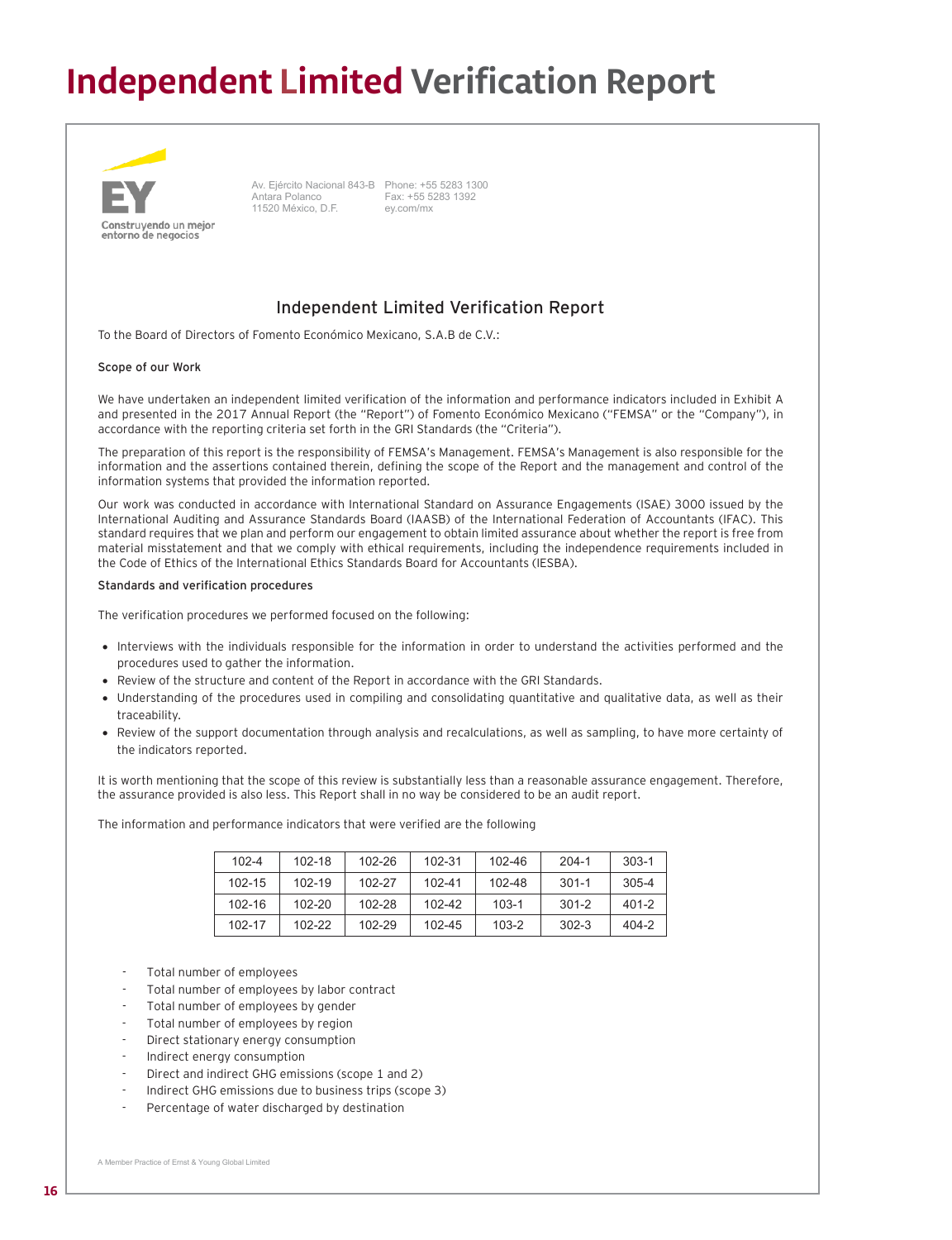# Independent Limited Verification Report

EY
Construyendo un mejor entorno de negocios

Av. Ejército Nacional 843-B
Antara Polanco
11520 México, D.F.

Phone: +55 5283 1300
Fax: +55 5283 1392
ey.com/mx

## Independent Limited Verification Report

To the Board of Directors of Fomento Económico Mexicano, S.A.B de C.V.:

### Scope of our Work

We have undertaken an independent limited verification of the information and performance indicators included in Exhibit A and presented in the 2017 Annual Report (the "Report") of Fomento Económico Mexicano ("FEMSA" or the "Company"), in accordance with the reporting criteria set forth in the GRI Standards (the "Criteria").

The preparation of this report is the responsibility of FEMSA's Management. FEMSA's Management is also responsible for the information and the assertions contained therein, defining the scope of the Report and the management and control of the information systems that provided the information reported.

Our work was conducted in accordance with International Standard on Assurance Engagements (ISAE) 3000 issued by the International Auditing and Assurance Standards Board (IAASB) of the International Federation of Accountants (IFAC). This standard requires that we plan and perform our engagement to obtain limited assurance about whether the report is free from material misstatement and that we comply with ethical requirements, including the independence requirements included in the Code of Ethics of the International Ethics Standards Board for Accountants (IESBA).

### Standards and verification procedures

The verification procedures we performed focused on the following:

- Interviews with the individuals responsible for the information in order to understand the activities performed and the procedures used to gather the information.
- Review of the structure and content of the Report in accordance with the GRI Standards.
- Understanding of the procedures used in compiling and consolidating quantitative and qualitative data, as well as their traceability.
- Review of the support documentation through analysis and recalculations, as well as sampling, to have more certainty of the indicators reported.

It is worth mentioning that the scope of this review is substantially less than a reasonable assurance engagement. Therefore, the assurance provided is also less. This Report shall in no way be considered to be an audit report.

The information and performance indicators that were verified are the following

| 102-4 | 102-18 | 102-26 | 102-31 | 102-46 | 204-1 | 303-1 |
|---|---|---|---|---|---|---|
| 102-15 | 102-19 | 102-27 | 102-41 | 102-48 | 301-1 | 305-4 |
| 102-16 | 102-20 | 102-28 | 102-42 | 103-1 | 301-2 | 401-2 |
| 102-17 | 102-22 | 102-29 | 102-45 | 103-2 | 302-3 | 404-2 |

- Total number of employees
- Total number of employees by labor contract
- Total number of employees by gender
- Total number of employees by region
- Direct stationary energy consumption
- Indirect energy consumption
- Direct and indirect GHG emissions (scope 1 and 2)
- Indirect GHG emissions due to business trips (scope 3)
- Percentage of water discharged by destination

A Member Practice of Ernst & Young Global Limited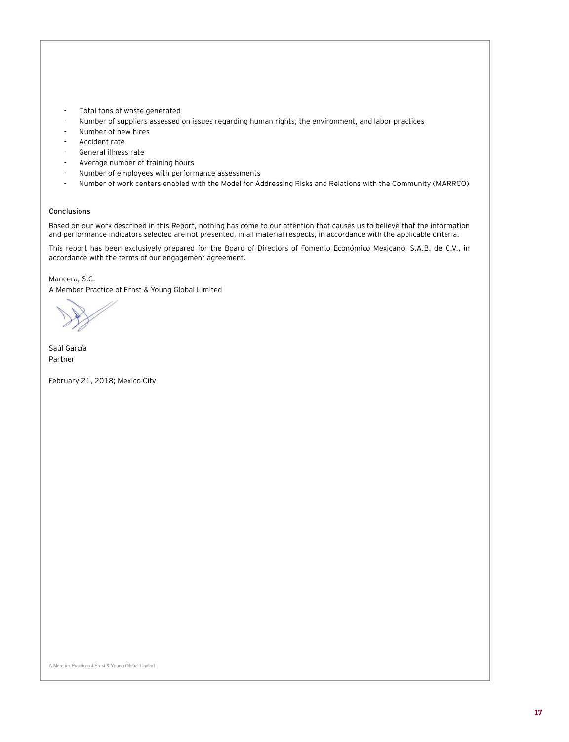- Total tons of waste generated
- Number of suppliers assessed on issues regarding human rights, the environment, and labor practices
- Number of new hires
- Accident rate
- General illness rate
- Average number of training hours
- Number of employees with performance assessments
- Number of work centers enabled with the Model for Addressing Risks and Relations with the Community (MARRCO)

**Conclusions**

Based on our work described in this Report, nothing has come to our attention that causes us to believe that the information and performance indicators selected are not presented, in all material respects, in accordance with the applicable criteria.

This report has been exclusively prepared for the Board of Directors of Fomento Económico Mexicano, S.A.B. de C.V., in accordance with the terms of our engagement agreement.

Mancera, S.C.
A Member Practice of Ernst & Young Global Limited

Saúl García
Partner

February 21, 2018; Mexico City

A Member Practice of Ernst & Young Global Limited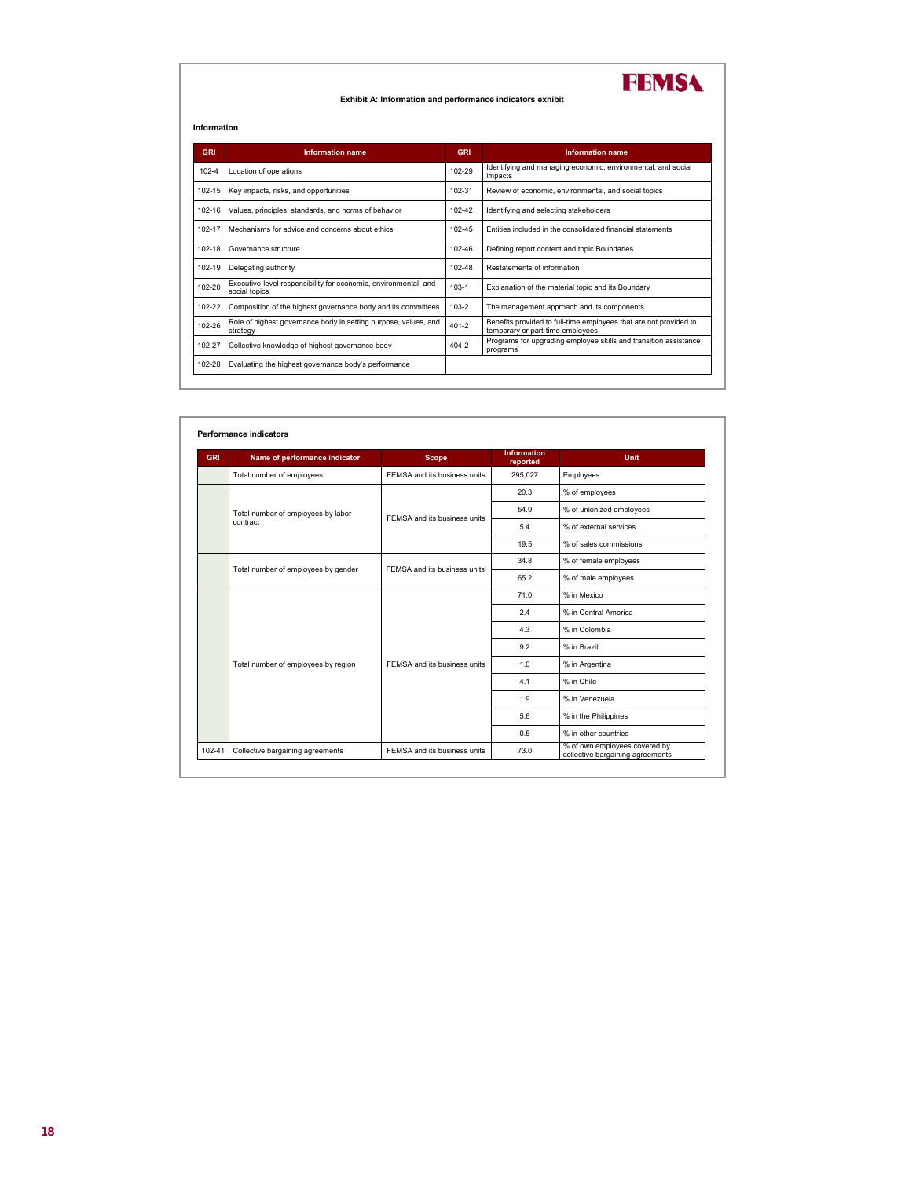FEMSA

**Exhibit A: Information and performance indicators exhibit**

**Information**

| GRI | Information name | GRI | Information name |
|---|---|---|---|
| 102-4 | Location of operations | 102-29 | Identifying and managing economic, environmental, and social impacts |
| 102-15 | Key impacts, risks, and opportunities | 102-31 | Review of economic, environmental, and social topics |
| 102-16 | Values, principles, standards, and norms of behavior | 102-42 | Identifying and selecting stakeholders |
| 102-17 | Mechanisms for advice and concerns about ethics | 102-45 | Entities included in the consolidated financial statements |
| 102-18 | Governance structure | 102-46 | Defining report content and topic Boundaries |
| 102-19 | Delegating authority | 102-48 | Restatements of information |
| 102-20 | Executive-level responsibility for economic, environmental, and social topics | 103-1 | Explanation of the material topic and its Boundary |
| 102-22 | Composition of the highest governance body and its committees | 103-2 | The management approach and its components |
| 102-26 | Role of highest governance body in setting purpose, values, and strategy | 401-2 | Benefits provided to full-time employees that are not provided to temporary or part-time employees |
| 102-27 | Collective knowledge of highest governance body | 404-2 | Programs for upgrading employee skills and transition assistance programs |
| 102-28 | Evaluating the highest governance body's performance | | |

**Performance indicators**

| GRI | Name of performance indicator | Scope | Information reported | Unit |
|---|---|---|---|---|
| | Total number of employees | FEMSA and its business units | 295,027 | Employees |
| | Total number of employees by labor contract | FEMSA and its business units | 20.3 | % of employees |
| | | | 54.9 | % of unionized employees |
| | | | 5.4 | % of external services |
| | | | 19.5 | % of sales commissions |
| | Total number of employees by gender | FEMSA and its business units | 34.8 | % of female employees |
| | | | 65.2 | % of male employees |
| | Total number of employees by region | FEMSA and its business units | 71.0 | % in Mexico |
| | | | 2.4 | % in Central America |
| | | | 4.3 | % in Colombia |
| | | | 9.2 | % in Brazil |
| | | | 1.0 | % in Argentina |
| | | | 4.1 | % in Chile |
| | | | 1.9 | % in Venezuela |
| | | | 5.6 | % in the Philippines |
| | | | 0.5 | % in other countries |
| 102-41 | Collective bargaining agreements | FEMSA and its business units | 73.0 | % of own employees covered by collective bargaining agreements |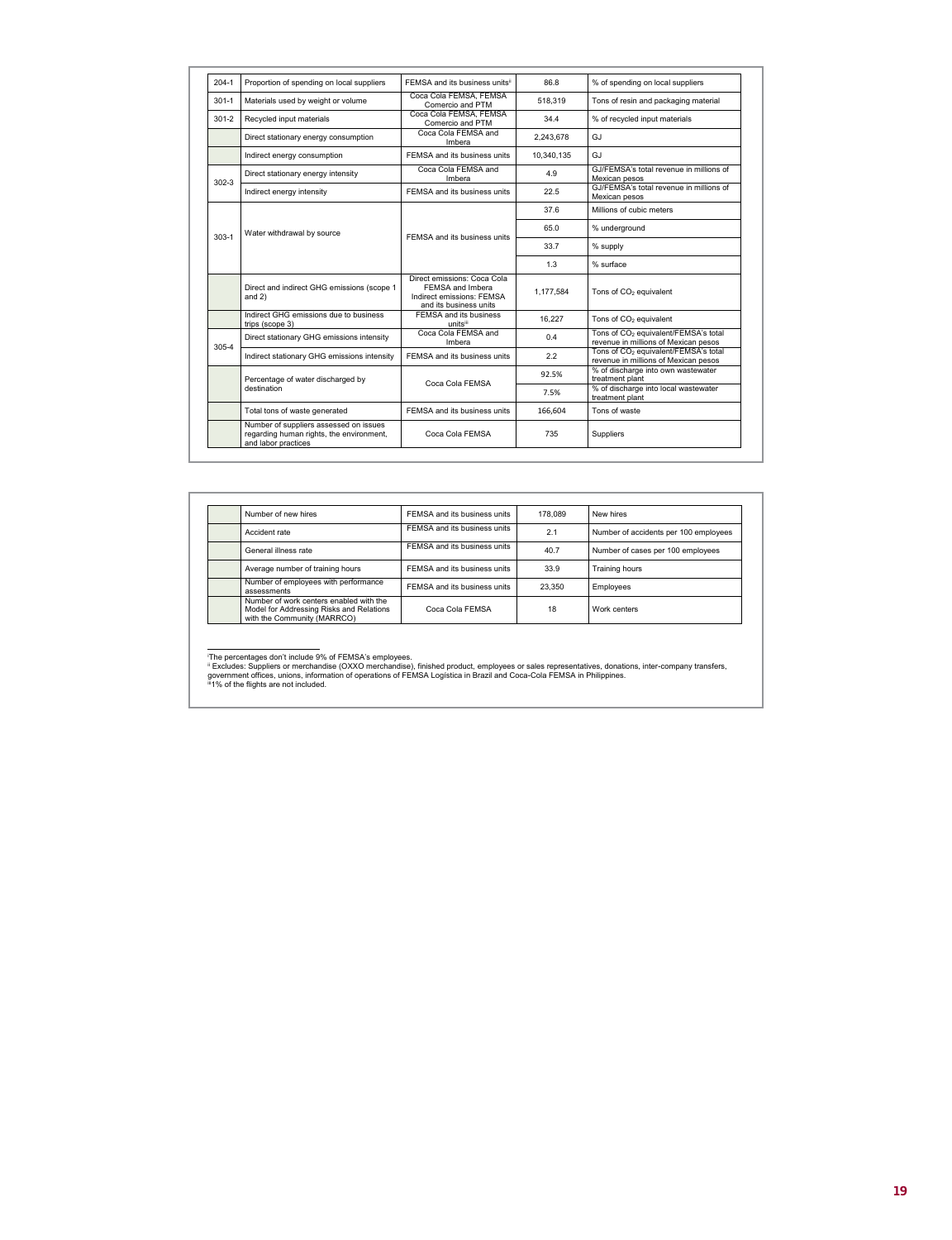| | | | | |
|---|---|---|---|---|
| 204-1 | Proportion of spending on local suppliers | FEMSA and its business units[ii] | 86.8 | % of spending on local suppliers |
| 301-1 | Materials used by weight or volume | Coca Cola FEMSA, FEMSA Comercio and PTM | 518,319 | Tons of resin and packaging material |
| 301-2 | Recycled input materials | Coca Cola FEMSA, FEMSA Comercio and PTM | 34.4 | % of recycled input materials |
| | Direct stationary energy consumption | Coca Cola FEMSA and Imbera | 2,243,678 | GJ |
| | Indirect energy consumption | FEMSA and its business units | 10,340,135 | GJ |
| 302-3 | Direct stationary energy intensity | Coca Cola FEMSA and Imbera | 4.9 | GJ/FEMSA's total revenue in millions of Mexican pesos |
| | Indirect energy intensity | FEMSA and its business units | 22.5 | GJ/FEMSA's total revenue in millions of Mexican pesos |
| 303-1 | Water withdrawal by source | FEMSA and its business units | 37.6 | Millions of cubic meters |
| | | | 65.0 | % underground |
| | | | 33.7 | % supply |
| | | | 1.3 | % surface |
| | Direct and indirect GHG emissions (scope 1 and 2) | Direct emissions: Coca Cola FEMSA and Imbera Indirect emissions: FEMSA and its business units | 1,177,584 | Tons of $CO_2$ equivalent |
| | Indirect GHG emissions due to business trips (scope 3) | FEMSA and its business units[iii] | 16,227 | Tons of $CO_2$ equivalent |
| 305-4 | Direct stationary GHG emissions intensity | Coca Cola FEMSA and Imbera | 0.4 | Tons of $CO_2$ equivalent/FEMSA's total revenue in millions of Mexican pesos |
| | Indirect stationary GHG emissions intensity | FEMSA and its business units | 2.2 | Tons of $CO_2$ equivalent/FEMSA's total revenue in millions of Mexican pesos |
| | Percentage of water discharged by destination | Coca Cola FEMSA | 92.5% | % of discharge into own wastewater treatment plant |
| | | | 7.5% | % of discharge into local wastewater treatment plant |
| | Total tons of waste generated | FEMSA and its business units | 166,604 | Tons of waste |
| | Number of suppliers assessed on issues regarding human rights, the environment, and labor practices | Coca Cola FEMSA | 735 | Suppliers |

| | | | | |
|---|---|---|---|---|
| | Number of new hires | FEMSA and its business units | 178,089 | New hires |
| | Accident rate | FEMSA and its business units | 2.1 | Number of accidents per 100 employees |
| | General illness rate | FEMSA and its business units | 40.7 | Number of cases per 100 employees |
| | Average number of training hours | FEMSA and its business units | 33.9 | Training hours |
| | Number of employees with performance assessments | FEMSA and its business units | 23,350 | Employees |
| | Number of work centers enabled with the Model for Addressing Risks and Relations with the Community (MARRCO) | Coca Cola FEMSA | 18 | Work centers |

[i] The percentages don't include 9% of FEMSA's employees.
[ii] Excludes: Suppliers or merchandise (OXXO merchandise), finished product, employees or sales representatives, donations, inter-company transfers, government offices, unions, information of operations of FEMSA Logística in Brazil and Coca-Cola FEMSA in Philippines.
[iii] 1% of the flights are not included.